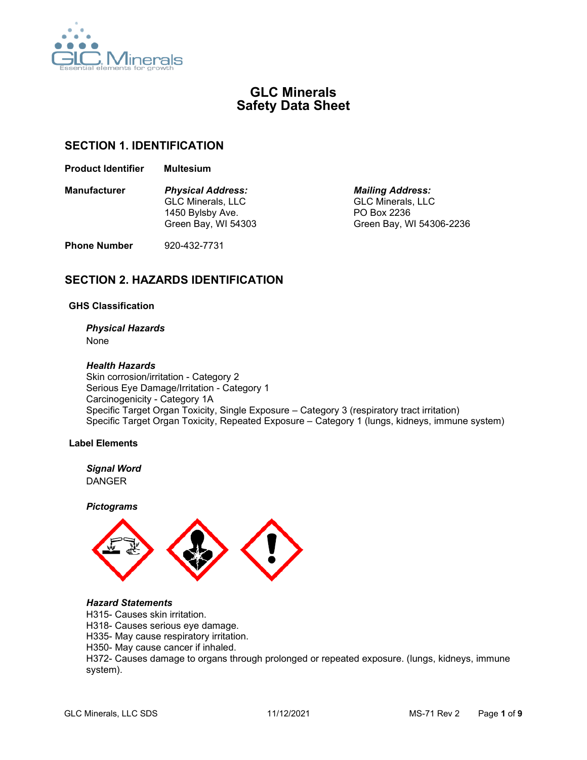# GLC Minerals
# Safety Data Sheet

## SECTION 1. IDENTIFICATION

**Product Identifier** **Multesium**

**Manufacturer**

*Physical Address:*
GLC Minerals, LLC
1450 Bylsby Ave.
Green Bay, WI 54303

*Mailing Address:*
GLC Minerals, LLC
PO Box 2236
Green Bay, WI 54306-2236

**Phone Number** 920-432-7731

## SECTION 2. HAZARDS IDENTIFICATION

### GHS Classification

***Physical Hazards***
None

***Health Hazards***
Skin corrosion/irritation - Category 2
Serious Eye Damage/Irritation - Category 1
Carcinogenicity - Category 1A
Specific Target Organ Toxicity, Single Exposure – Category 3 (respiratory tract irritation)
Specific Target Organ Toxicity, Repeated Exposure – Category 1 (lungs, kidneys, immune system)

### Label Elements

***Signal Word***
DANGER

***Pictograms***

***Hazard Statements***
H315- Causes skin irritation.
H318- Causes serious eye damage.
H335- May cause respiratory irritation.
H350- May cause cancer if inhaled.
H372- Causes damage to organs through prolonged or repeated exposure. (lungs, kidneys, immune system).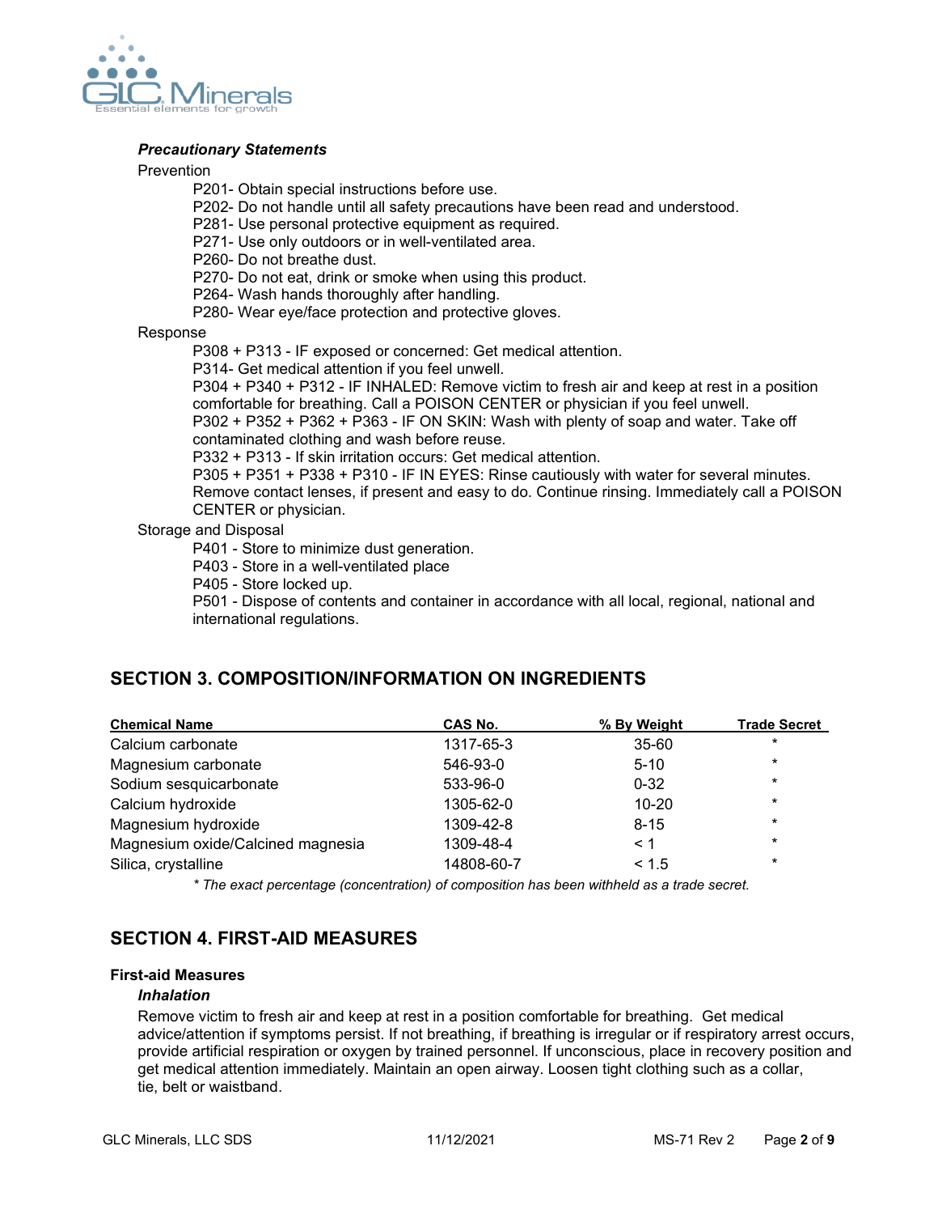### *Precautionary Statements*

Prevention

P201- Obtain special instructions before use.
P202- Do not handle until all safety precautions have been read and understood.
P281- Use personal protective equipment as required.
P271- Use only outdoors or in well-ventilated area.
P260- Do not breathe dust.
P270- Do not eat, drink or smoke when using this product.
P264- Wash hands thoroughly after handling.
P280- Wear eye/face protection and protective gloves.

Response

P308 + P313 - IF exposed or concerned: Get medical attention.
P314- Get medical attention if you feel unwell.
P304 + P340 + P312 - IF INHALED: Remove victim to fresh air and keep at rest in a position comfortable for breathing. Call a POISON CENTER or physician if you feel unwell.
P302 + P352 + P362 + P363 - IF ON SKIN: Wash with plenty of soap and water. Take off contaminated clothing and wash before reuse.
P332 + P313 - If skin irritation occurs: Get medical attention.
P305 + P351 + P338 + P310 - IF IN EYES: Rinse cautiously with water for several minutes. Remove contact lenses, if present and easy to do. Continue rinsing. Immediately call a POISON CENTER or physician.

Storage and Disposal

P401 - Store to minimize dust generation.
P403 - Store in a well-ventilated place
P405 - Store locked up.
P501 - Dispose of contents and container in accordance with all local, regional, national and international regulations.

## SECTION 3. COMPOSITION/INFORMATION ON INGREDIENTS

| Chemical Name | CAS No. | % By Weight | Trade Secret |
|---|---|---|---|
| Calcium carbonate | 1317-65-3 | 35-60 | * |
| Magnesium carbonate | 546-93-0 | 5-10 | * |
| Sodium sesquicarbonate | 533-96-0 | 0-32 | * |
| Calcium hydroxide | 1305-62-0 | 10-20 | * |
| Magnesium hydroxide | 1309-42-8 | 8-15 | * |
| Magnesium oxide/Calcined magnesia | 1309-48-4 | < 1 | * |
| Silica, crystalline | 14808-60-7 | < 1.5 | * |

*\* The exact percentage (concentration) of composition has been withheld as a trade secret.*

## SECTION 4. FIRST-AID MEASURES

**First-aid Measures**

***Inhalation***

Remove victim to fresh air and keep at rest in a position comfortable for breathing. Get medical advice/attention if symptoms persist. If not breathing, if breathing is irregular or if respiratory arrest occurs, provide artificial respiration or oxygen by trained personnel. If unconscious, place in recovery position and get medical attention immediately. Maintain an open airway. Loosen tight clothing such as a collar, tie, belt or waistband.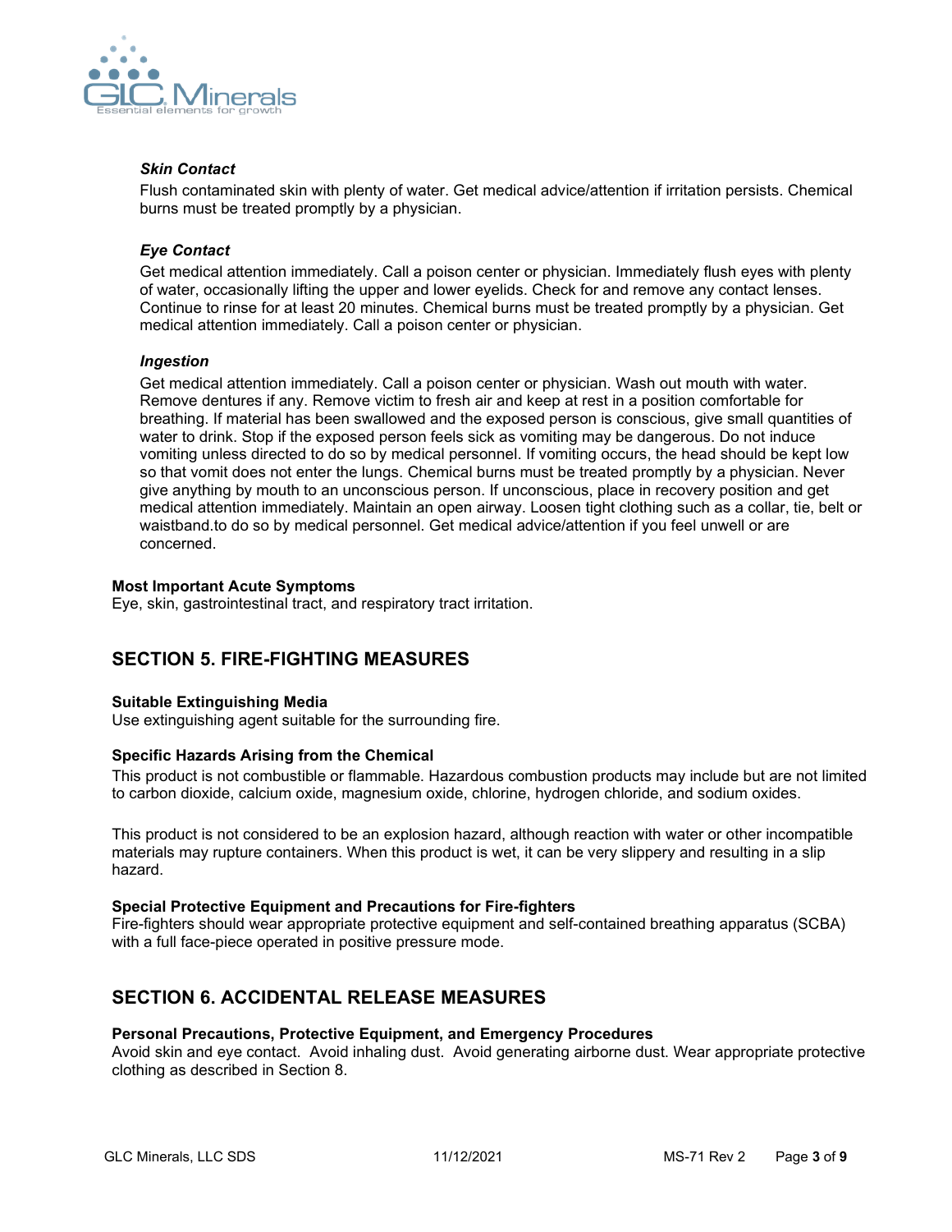### *Skin Contact*

Flush contaminated skin with plenty of water. Get medical advice/attention if irritation persists. Chemical burns must be treated promptly by a physician.

### *Eye Contact*

Get medical attention immediately. Call a poison center or physician. Immediately flush eyes with plenty of water, occasionally lifting the upper and lower eyelids. Check for and remove any contact lenses. Continue to rinse for at least 20 minutes. Chemical burns must be treated promptly by a physician. Get medical attention immediately. Call a poison center or physician.

### *Ingestion*

Get medical attention immediately. Call a poison center or physician. Wash out mouth with water. Remove dentures if any. Remove victim to fresh air and keep at rest in a position comfortable for breathing. If material has been swallowed and the exposed person is conscious, give small quantities of water to drink. Stop if the exposed person feels sick as vomiting may be dangerous. Do not induce vomiting unless directed to do so by medical personnel. If vomiting occurs, the head should be kept low so that vomit does not enter the lungs. Chemical burns must be treated promptly by a physician. Never give anything by mouth to an unconscious person. If unconscious, place in recovery position and get medical attention immediately. Maintain an open airway. Loosen tight clothing such as a collar, tie, belt or waistband.to do so by medical personnel. Get medical advice/attention if you feel unwell or are concerned.

### Most Important Acute Symptoms

Eye, skin, gastrointestinal tract, and respiratory tract irritation.

## SECTION 5. FIRE-FIGHTING MEASURES

### Suitable Extinguishing Media

Use extinguishing agent suitable for the surrounding fire.

### Specific Hazards Arising from the Chemical

This product is not combustible or flammable. Hazardous combustion products may include but are not limited to carbon dioxide, calcium oxide, magnesium oxide, chlorine, hydrogen chloride, and sodium oxides.

This product is not considered to be an explosion hazard, although reaction with water or other incompatible materials may rupture containers. When this product is wet, it can be very slippery and resulting in a slip hazard.

### Special Protective Equipment and Precautions for Fire-fighters

Fire-fighters should wear appropriate protective equipment and self-contained breathing apparatus (SCBA) with a full face-piece operated in positive pressure mode.

## SECTION 6. ACCIDENTAL RELEASE MEASURES

### Personal Precautions, Protective Equipment, and Emergency Procedures

Avoid skin and eye contact. Avoid inhaling dust. Avoid generating airborne dust. Wear appropriate protective clothing as described in Section 8.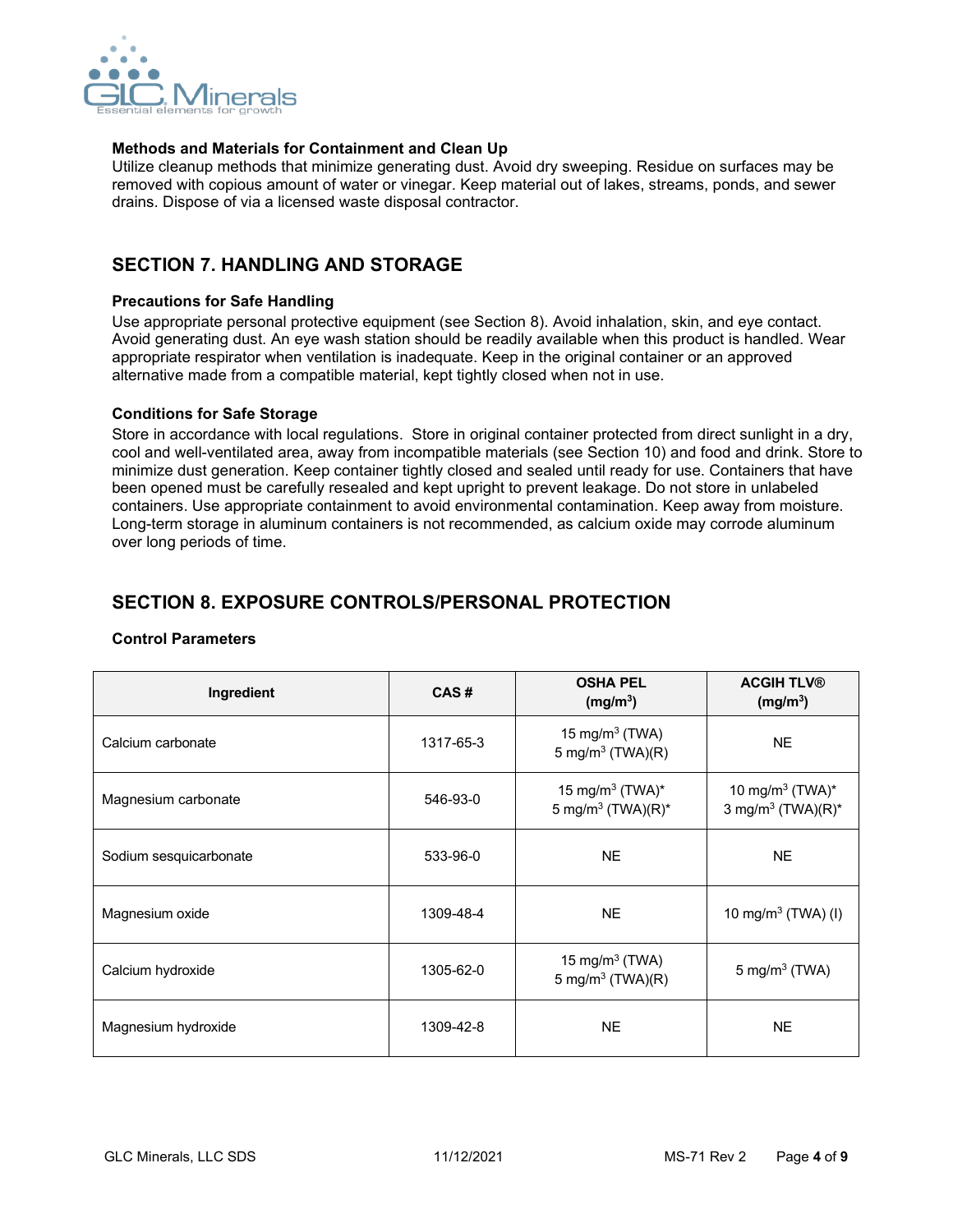**Methods and Materials for Containment and Clean Up**

Utilize cleanup methods that minimize generating dust. Avoid dry sweeping. Residue on surfaces may be removed with copious amount of water or vinegar. Keep material out of lakes, streams, ponds, and sewer drains. Dispose of via a licensed waste disposal contractor.

## SECTION 7. HANDLING AND STORAGE

**Precautions for Safe Handling**

Use appropriate personal protective equipment (see Section 8). Avoid inhalation, skin, and eye contact. Avoid generating dust. An eye wash station should be readily available when this product is handled. Wear appropriate respirator when ventilation is inadequate. Keep in the original container or an approved alternative made from a compatible material, kept tightly closed when not in use.

**Conditions for Safe Storage**

Store in accordance with local regulations. Store in original container protected from direct sunlight in a dry, cool and well-ventilated area, away from incompatible materials (see Section 10) and food and drink. Store to minimize dust generation. Keep container tightly closed and sealed until ready for use. Containers that have been opened must be carefully resealed and kept upright to prevent leakage. Do not store in unlabeled containers. Use appropriate containment to avoid environmental contamination. Keep away from moisture. Long-term storage in aluminum containers is not recommended, as calcium oxide may corrode aluminum over long periods of time.

## SECTION 8. EXPOSURE CONTROLS/PERSONAL PROTECTION

**Control Parameters**

| Ingredient | CAS # | OSHA PEL (mg/m$^3$) | ACGIH TLV® (mg/m$^3$) |
|---|---|---|---|
| Calcium carbonate | 1317-65-3 | 15 mg/m$^3$ (TWA)<br>5 mg/m$^3$ (TWA)(R) | NE |
| Magnesium carbonate | 546-93-0 | 15 mg/m$^3$ (TWA)*<br>5 mg/m$^3$ (TWA)(R)* | 10 mg/m$^3$ (TWA)*<br>3 mg/m$^3$ (TWA)(R)* |
| Sodium sesquicarbonate | 533-96-0 | NE | NE |
| Magnesium oxide | 1309-48-4 | NE | 10 mg/m$^3$ (TWA) (I) |
| Calcium hydroxide | 1305-62-0 | 15 mg/m$^3$ (TWA)<br>5 mg/m$^3$ (TWA)(R) | 5 mg/m$^3$ (TWA) |
| Magnesium hydroxide | 1309-42-8 | NE | NE |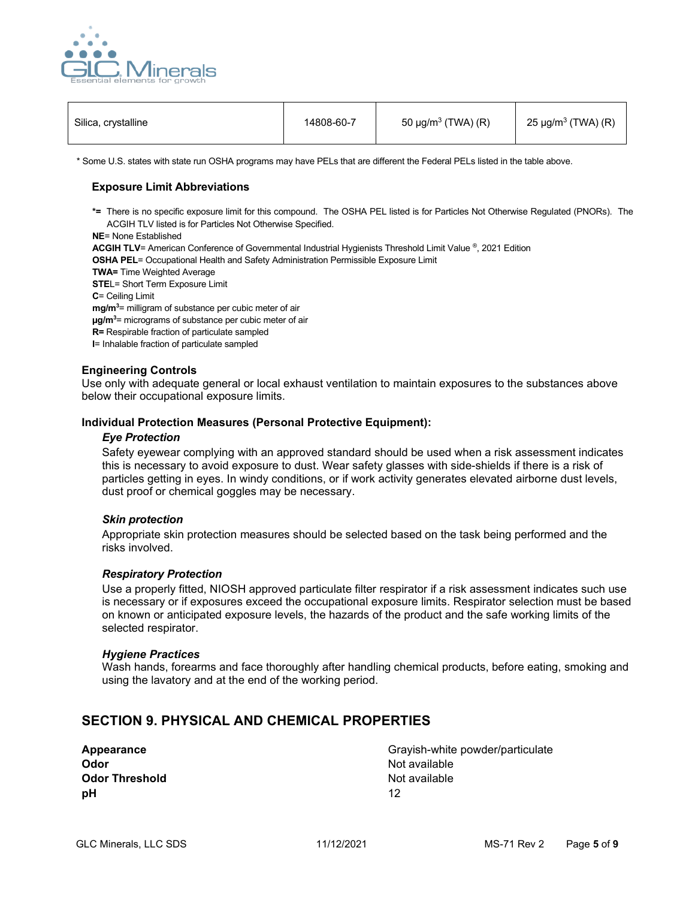| Silica, crystalline | 14808-60-7 | 50 μg/m$^3$ (TWA) (R) | 25 μg/m$^3$ (TWA) (R) |
|---|---|---|---|

* Some U.S. states with state run OSHA programs may have PELs that are different the Federal PELs listed in the table above.

### Exposure Limit Abbreviations

**\*=** There is no specific exposure limit for this compound. The OSHA PEL listed is for Particles Not Otherwise Regulated (PNORs). The ACGIH TLV listed is for Particles Not Otherwise Specified.
**NE**= None Established
**ACGIH TLV**= American Conference of Governmental Industrial Hygienists Threshold Limit Value ®, 2021 Edition
**OSHA PEL**= Occupational Health and Safety Administration Permissible Exposure Limit
**TWA=** Time Weighted Average
**STEL**= Short Term Exposure Limit
**C**= Ceiling Limit
**mg/m$^3$**= milligram of substance per cubic meter of air
**μg/m$^3$**= micrograms of substance per cubic meter of air
**R=** Respirable fraction of particulate sampled
**I**= Inhalable fraction of particulate sampled

### Engineering Controls

Use only with adequate general or local exhaust ventilation to maintain exposures to the substances above below their occupational exposure limits.

### Individual Protection Measures (Personal Protective Equipment):

#### *Eye Protection*

Safety eyewear complying with an approved standard should be used when a risk assessment indicates this is necessary to avoid exposure to dust. Wear safety glasses with side-shields if there is a risk of particles getting in eyes. In windy conditions, or if work activity generates elevated airborne dust levels, dust proof or chemical goggles may be necessary.

#### *Skin protection*

Appropriate skin protection measures should be selected based on the task being performed and the risks involved.

#### *Respiratory Protection*

Use a properly fitted, NIOSH approved particulate filter respirator if a risk assessment indicates such use is necessary or if exposures exceed the occupational exposure limits. Respirator selection must be based on known or anticipated exposure levels, the hazards of the product and the safe working limits of the selected respirator.

#### *Hygiene Practices*

Wash hands, forearms and face thoroughly after handling chemical products, before eating, smoking and using the lavatory and at the end of the working period.

## SECTION 9. PHYSICAL AND CHEMICAL PROPERTIES

| | |
|---|---|
| **Appearance** | Grayish-white powder/particulate |
| **Odor** | Not available |
| **Odor Threshold** | Not available |
| **pH** | 12 |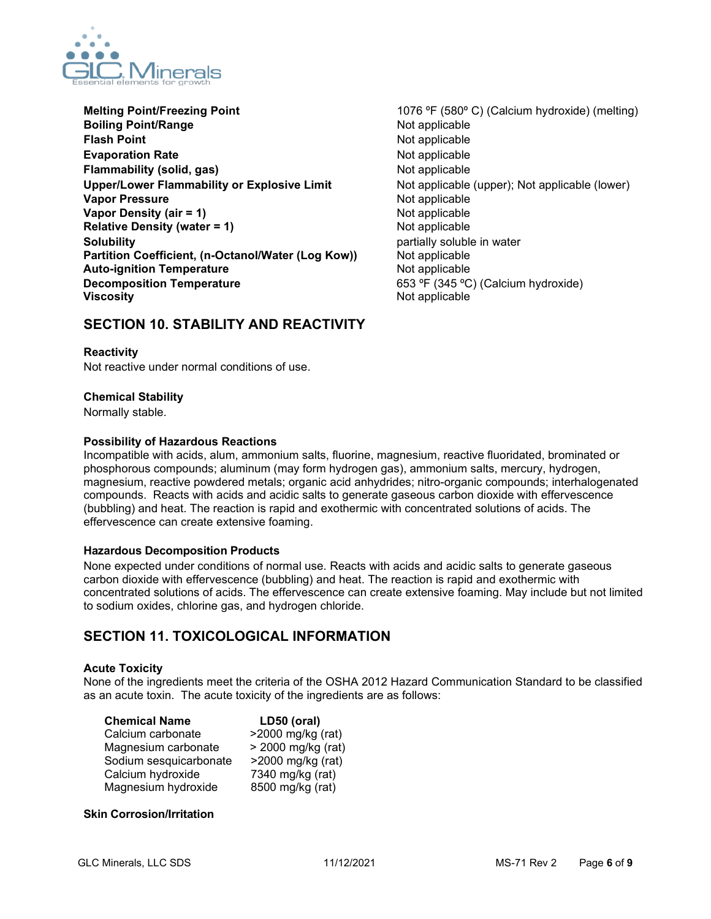| | |
|---|---|
| **Melting Point/Freezing Point** | 1076 ºF (580º C) (Calcium hydroxide) (melting) |
| **Boiling Point/Range** | Not applicable |
| **Flash Point** | Not applicable |
| **Evaporation Rate** | Not applicable |
| **Flammability (solid, gas)** | Not applicable |
| **Upper/Lower Flammability or Explosive Limit** | Not applicable (upper); Not applicable (lower) |
| **Vapor Pressure** | Not applicable |
| **Vapor Density (air = 1)** | Not applicable |
| **Relative Density (water = 1)** | Not applicable |
| **Solubility** | partially soluble in water |
| **Partition Coefficient, (n-Octanol/Water (Log Kow))** | Not applicable |
| **Auto-ignition Temperature** | Not applicable |
| **Decomposition Temperature** | 653 ºF (345 ºC) (Calcium hydroxide) |
| **Viscosity** | Not applicable |

## SECTION 10. STABILITY AND REACTIVITY

**Reactivity**

Not reactive under normal conditions of use.

**Chemical Stability**

Normally stable.

**Possibility of Hazardous Reactions**

Incompatible with acids, alum, ammonium salts, fluorine, magnesium, reactive fluoridated, brominated or phosphorous compounds; aluminum (may form hydrogen gas), ammonium salts, mercury, hydrogen, magnesium, reactive powdered metals; organic acid anhydrides; nitro-organic compounds; interhalogenated compounds. Reacts with acids and acidic salts to generate gaseous carbon dioxide with effervescence (bubbling) and heat. The reaction is rapid and exothermic with concentrated solutions of acids. The effervescence can create extensive foaming.

**Hazardous Decomposition Products**

None expected under conditions of normal use. Reacts with acids and acidic salts to generate gaseous carbon dioxide with effervescence (bubbling) and heat. The reaction is rapid and exothermic with concentrated solutions of acids. The effervescence can create extensive foaming. May include but not limited to sodium oxides, chlorine gas, and hydrogen chloride.

## SECTION 11. TOXICOLOGICAL INFORMATION

**Acute Toxicity**

None of the ingredients meet the criteria of the OSHA 2012 Hazard Communication Standard to be classified as an acute toxin. The acute toxicity of the ingredients are as follows:

| Chemical Name | LD50 (oral) |
|---|---|
| Calcium carbonate | >2000 mg/kg (rat) |
| Magnesium carbonate | > 2000 mg/kg (rat) |
| Sodium sesquicarbonate | >2000 mg/kg (rat) |
| Calcium hydroxide | 7340 mg/kg (rat) |
| Magnesium hydroxide | 8500 mg/kg (rat) |

**Skin Corrosion/Irritation**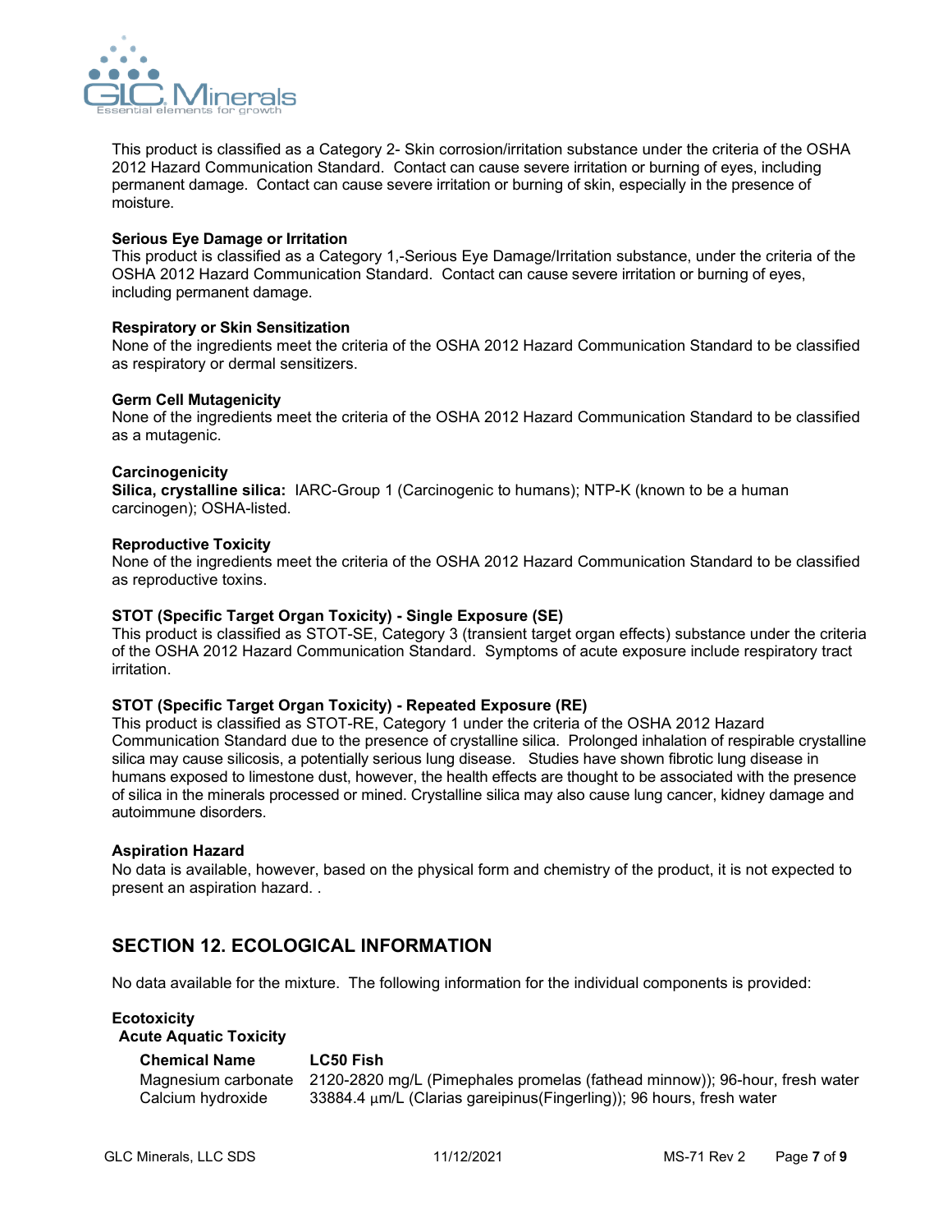This product is classified as a Category 2- Skin corrosion/irritation substance under the criteria of the OSHA 2012 Hazard Communication Standard. Contact can cause severe irritation or burning of eyes, including permanent damage. Contact can cause severe irritation or burning of skin, especially in the presence of moisture.

**Serious Eye Damage or Irritation**
This product is classified as a Category 1,-Serious Eye Damage/Irritation substance, under the criteria of the OSHA 2012 Hazard Communication Standard. Contact can cause severe irritation or burning of eyes, including permanent damage.

**Respiratory or Skin Sensitization**
None of the ingredients meet the criteria of the OSHA 2012 Hazard Communication Standard to be classified as respiratory or dermal sensitizers.

**Germ Cell Mutagenicity**
None of the ingredients meet the criteria of the OSHA 2012 Hazard Communication Standard to be classified as a mutagenic.

**Carcinogenicity**
**Silica, crystalline silica:** IARC-Group 1 (Carcinogenic to humans); NTP-K (known to be a human carcinogen); OSHA-listed.

**Reproductive Toxicity**
None of the ingredients meet the criteria of the OSHA 2012 Hazard Communication Standard to be classified as reproductive toxins.

**STOT (Specific Target Organ Toxicity) - Single Exposure (SE)**
This product is classified as STOT-SE, Category 3 (transient target organ effects) substance under the criteria of the OSHA 2012 Hazard Communication Standard. Symptoms of acute exposure include respiratory tract irritation.

**STOT (Specific Target Organ Toxicity) - Repeated Exposure (RE)**
This product is classified as STOT-RE, Category 1 under the criteria of the OSHA 2012 Hazard Communication Standard due to the presence of crystalline silica. Prolonged inhalation of respirable crystalline silica may cause silicosis, a potentially serious lung disease. Studies have shown fibrotic lung disease in humans exposed to limestone dust, however, the health effects are thought to be associated with the presence of silica in the minerals processed or mined. Crystalline silica may also cause lung cancer, kidney damage and autoimmune disorders.

**Aspiration Hazard**
No data is available, however, based on the physical form and chemistry of the product, it is not expected to present an aspiration hazard. .

## SECTION 12. ECOLOGICAL INFORMATION

No data available for the mixture. The following information for the individual components is provided:

**Ecotoxicity**
**Acute Aquatic Toxicity**

| Chemical Name | LC50 Fish |
|---|---|
| Magnesium carbonate | 2120-2820 mg/L (Pimephales promelas (fathead minnow)); 96-hour, fresh water |
| Calcium hydroxide | 33884.4 µm/L (Clarias gareipinus(Fingerling)); 96 hours, fresh water |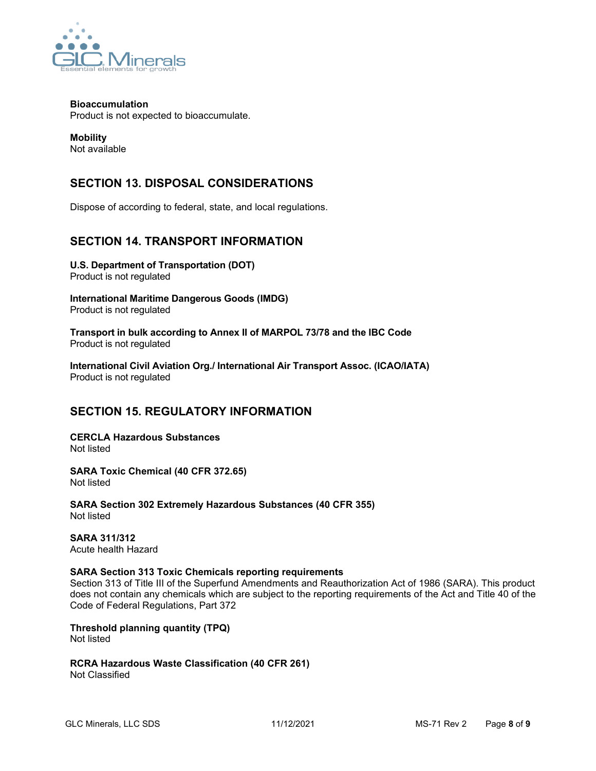**Bioaccumulation**
Product is not expected to bioaccumulate.

**Mobility**
Not available

## SECTION 13. DISPOSAL CONSIDERATIONS

Dispose of according to federal, state, and local regulations.

## SECTION 14. TRANSPORT INFORMATION

**U.S. Department of Transportation (DOT)**
Product is not regulated

**International Maritime Dangerous Goods (IMDG)**
Product is not regulated

**Transport in bulk according to Annex II of MARPOL 73/78 and the IBC Code**
Product is not regulated

**International Civil Aviation Org./ International Air Transport Assoc. (ICAO/IATA)**
Product is not regulated

## SECTION 15. REGULATORY INFORMATION

**CERCLA Hazardous Substances**
Not listed

**SARA Toxic Chemical (40 CFR 372.65)**
Not listed

**SARA Section 302 Extremely Hazardous Substances (40 CFR 355)**
Not listed

**SARA 311/312**
Acute health Hazard

**SARA Section 313 Toxic Chemicals reporting requirements**
Section 313 of Title III of the Superfund Amendments and Reauthorization Act of 1986 (SARA). This product does not contain any chemicals which are subject to the reporting requirements of the Act and Title 40 of the Code of Federal Regulations, Part 372

**Threshold planning quantity (TPQ)**
Not listed

**RCRA Hazardous Waste Classification (40 CFR 261)**
Not Classified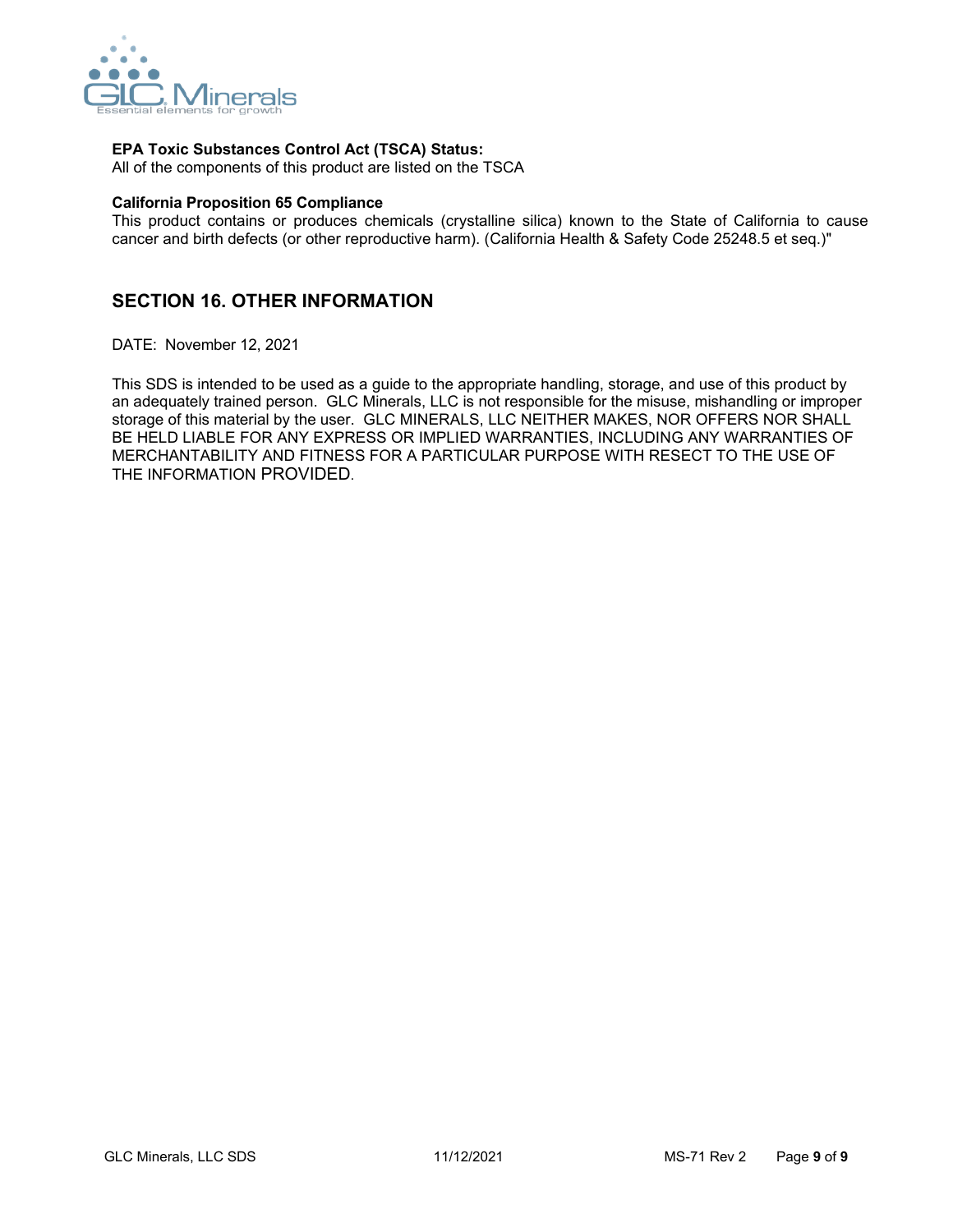**EPA Toxic Substances Control Act (TSCA) Status:**
All of the components of this product are listed on the TSCA

**California Proposition 65 Compliance**
This product contains or produces chemicals (crystalline silica) known to the State of California to cause cancer and birth defects (or other reproductive harm). (California Health & Safety Code 25248.5 et seq.)"

## SECTION 16. OTHER INFORMATION

DATE: November 12, 2021

This SDS is intended to be used as a guide to the appropriate handling, storage, and use of this product by an adequately trained person. GLC Minerals, LLC is not responsible for the misuse, mishandling or improper storage of this material by the user. GLC MINERALS, LLC NEITHER MAKES, NOR OFFERS NOR SHALL BE HELD LIABLE FOR ANY EXPRESS OR IMPLIED WARRANTIES, INCLUDING ANY WARRANTIES OF MERCHANTABILITY AND FITNESS FOR A PARTICULAR PURPOSE WITH RESECT TO THE USE OF THE INFORMATION PROVIDED.